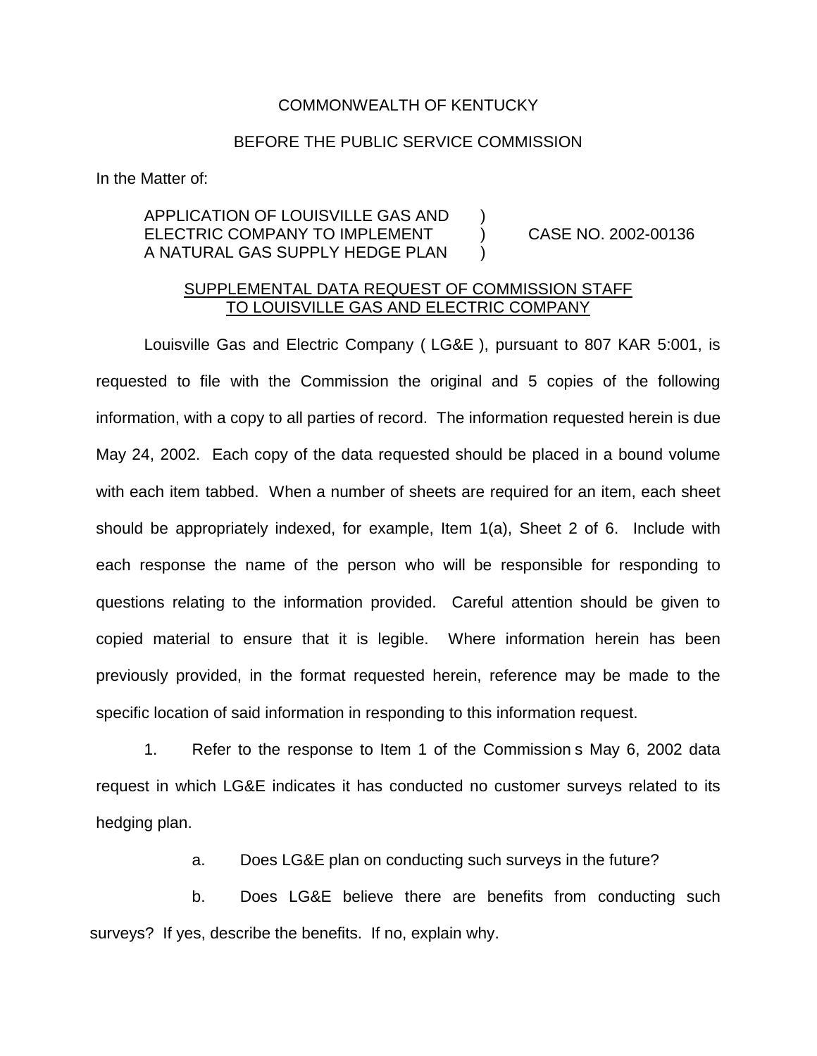COMMONWEALTH OF KENTUCKY

BEFORE THE PUBLIC SERVICE COMMISSION

In the Matter of:

APPLICATION OF LOUISVILLE GAS AND ELECTRIC COMPANY TO IMPLEMENT A NATURAL GAS SUPPLY HEDGE PLAN ) CASE NO. 2002-00136

SUPPLEMENTAL DATA REQUEST OF COMMISSION STAFF TO LOUISVILLE GAS AND ELECTRIC COMPANY

Louisville Gas and Electric Company ( LG&E ), pursuant to 807 KAR 5:001, is requested to file with the Commission the original and 5 copies of the following information, with a copy to all parties of record. The information requested herein is due May 24, 2002. Each copy of the data requested should be placed in a bound volume with each item tabbed. When a number of sheets are required for an item, each sheet should be appropriately indexed, for example, Item 1(a), Sheet 2 of 6. Include with each response the name of the person who will be responsible for responding to questions relating to the information provided. Careful attention should be given to copied material to ensure that it is legible. Where information herein has been previously provided, in the format requested herein, reference may be made to the specific location of said information in responding to this information request.

1. Refer to the response to Item 1 of the Commission s May 6, 2002 data request in which LG&E indicates it has conducted no customer surveys related to its hedging plan.

   a. Does LG&E plan on conducting such surveys in the future?

   b. Does LG&E believe there are benefits from conducting such surveys? If yes, describe the benefits. If no, explain why.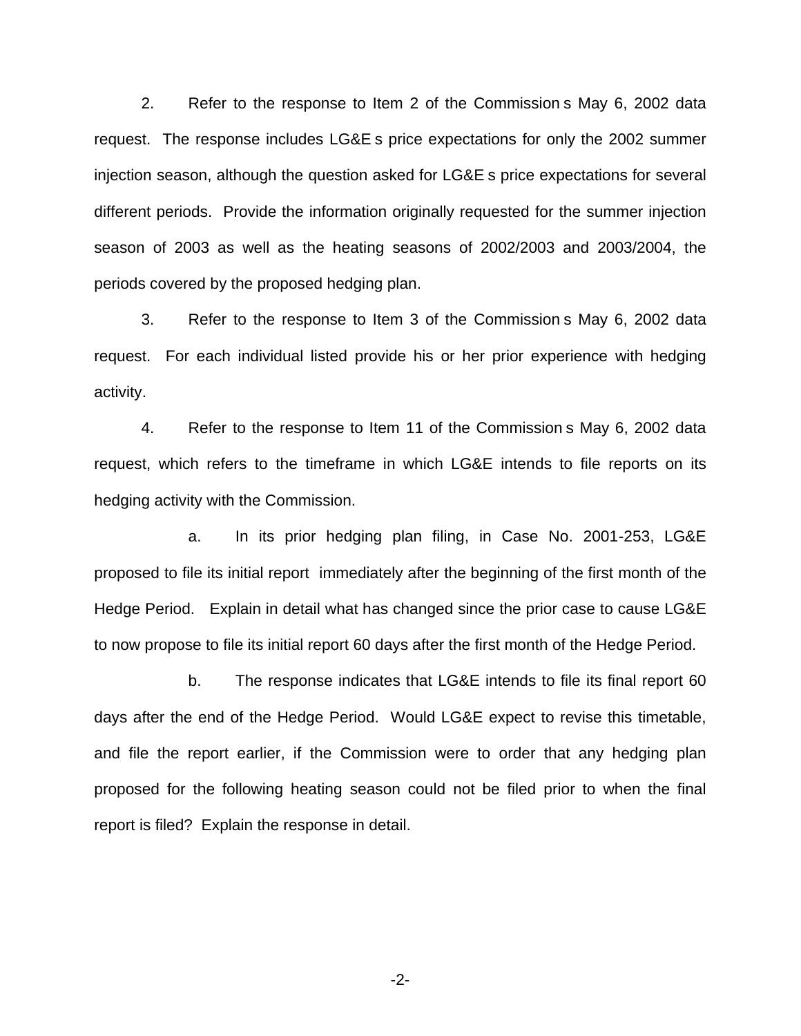2. Refer to the response to Item 2 of the Commission s May 6, 2002 data request. The response includes LG&E s price expectations for only the 2002 summer injection season, although the question asked for LG&E s price expectations for several different periods. Provide the information originally requested for the summer injection season of 2003 as well as the heating seasons of 2002/2003 and 2003/2004, the periods covered by the proposed hedging plan.

3. Refer to the response to Item 3 of the Commission s May 6, 2002 data request. For each individual listed provide his or her prior experience with hedging activity.

4. Refer to the response to Item 11 of the Commission s May 6, 2002 data request, which refers to the timeframe in which LG&E intends to file reports on its hedging activity with the Commission.

a. In its prior hedging plan filing, in Case No. 2001-253, LG&E proposed to file its initial report immediately after the beginning of the first month of the Hedge Period. Explain in detail what has changed since the prior case to cause LG&E to now propose to file its initial report 60 days after the first month of the Hedge Period.

b. The response indicates that LG&E intends to file its final report 60 days after the end of the Hedge Period. Would LG&E expect to revise this timetable, and file the report earlier, if the Commission were to order that any hedging plan proposed for the following heating season could not be filed prior to when the final report is filed? Explain the response in detail.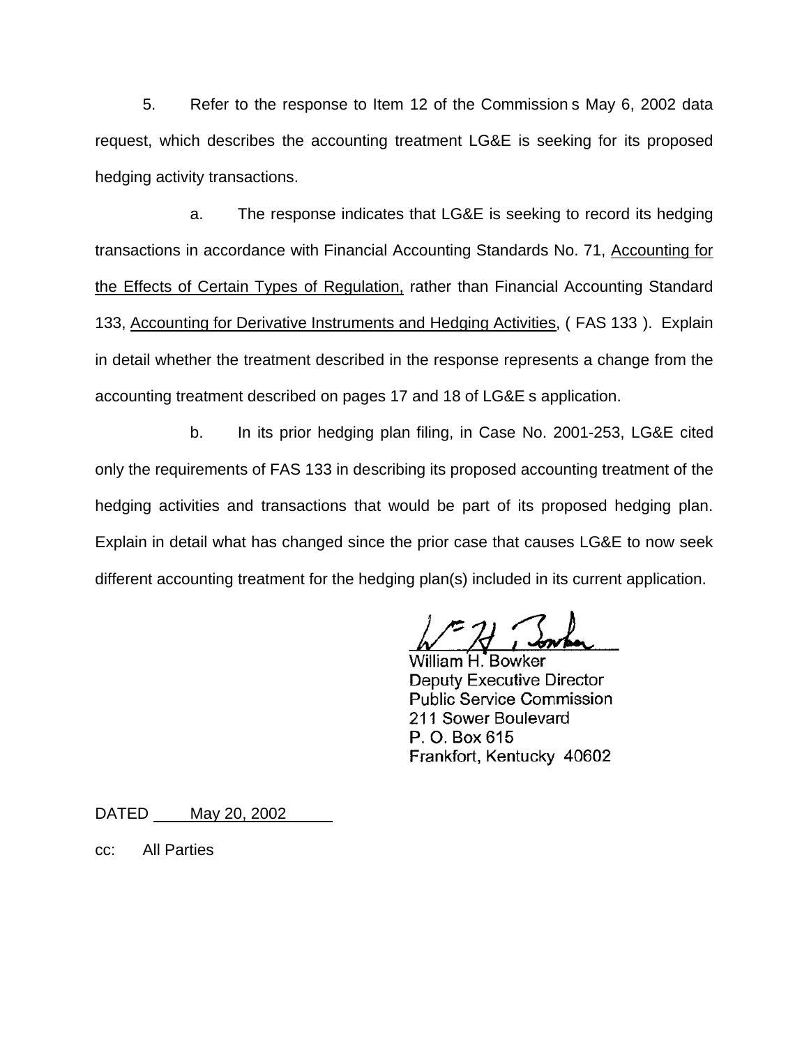5. Refer to the response to Item 12 of the Commission s May 6, 2002 data request, which describes the accounting treatment LG&E is seeking for its proposed hedging activity transactions.

a. The response indicates that LG&E is seeking to record its hedging transactions in accordance with Financial Accounting Standards No. 71, Accounting for the Effects of Certain Types of Regulation, rather than Financial Accounting Standard 133, Accounting for Derivative Instruments and Hedging Activities, ( FAS 133 ). Explain in detail whether the treatment described in the response represents a change from the accounting treatment described on pages 17 and 18 of LG&E s application.

b. In its prior hedging plan filing, in Case No. 2001-253, LG&E cited only the requirements of FAS 133 in describing its proposed accounting treatment of the hedging activities and transactions that would be part of its proposed hedging plan. Explain in detail what has changed since the prior case that causes LG&E to now seek different accounting treatment for the hedging plan(s) included in its current application.

William H. Bowker
Deputy Executive Director
Public Service Commission
211 Sower Boulevard
P. O. Box 615
Frankfort, Kentucky 40602

DATED May 20, 2002

cc: All Parties